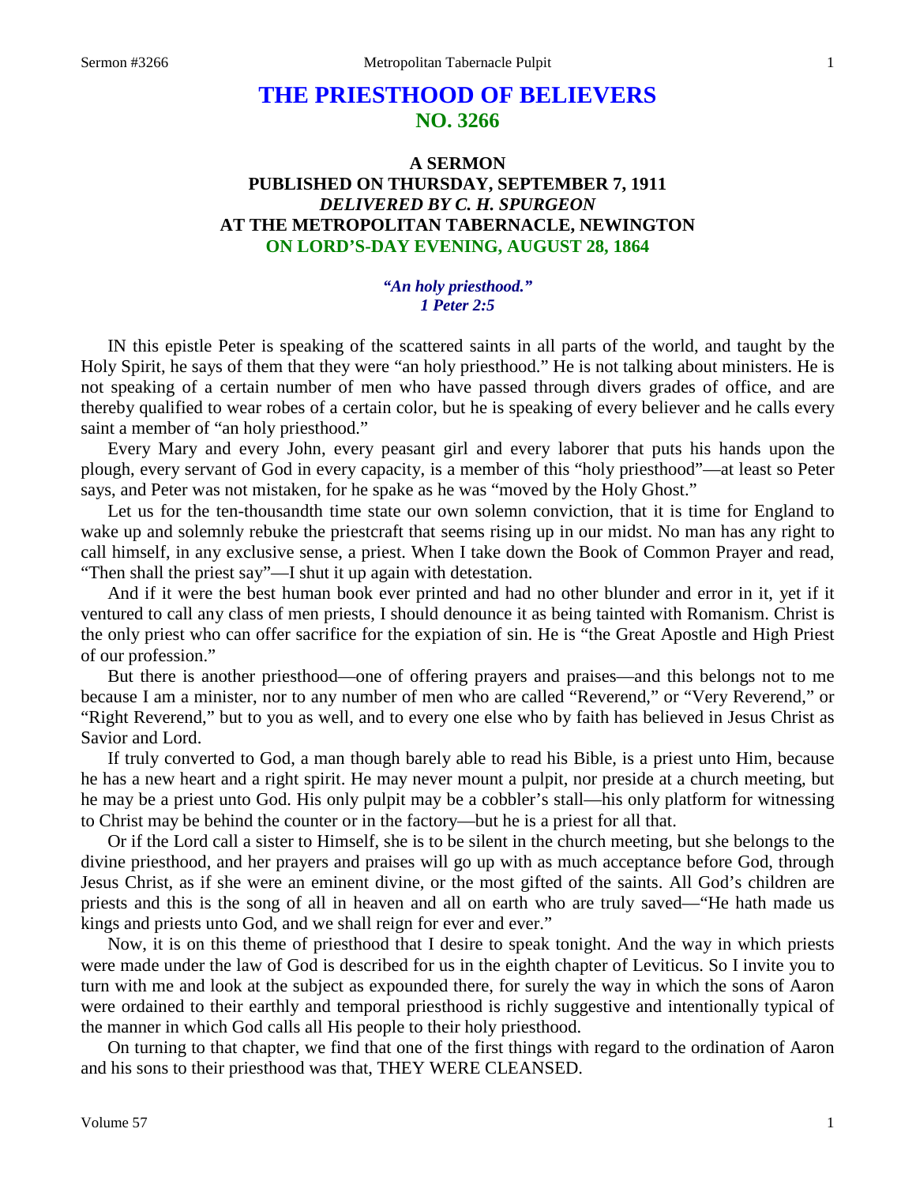# THE PRIESTHOOD OF BELIEVERS
## NO. 3266

### A SERMON
### PUBLISHED ON THURSDAY, SEPTEMBER 7, 1911
### *DELIVERED BY C. H. SPURGEON*
### AT THE METROPOLITAN TABERNACLE, NEWINGTON
### ON LORD'S-DAY EVENING, AUGUST 28, 1864

*"An holy priesthood."*
*1 Peter 2:5*

IN this epistle Peter is speaking of the scattered saints in all parts of the world, and taught by the Holy Spirit, he says of them that they were "an holy priesthood." He is not talking about ministers. He is not speaking of a certain number of men who have passed through divers grades of office, and are thereby qualified to wear robes of a certain color, but he is speaking of every believer and he calls every saint a member of "an holy priesthood."

Every Mary and every John, every peasant girl and every laborer that puts his hands upon the plough, every servant of God in every capacity, is a member of this "holy priesthood"—at least so Peter says, and Peter was not mistaken, for he spake as he was "moved by the Holy Ghost."

Let us for the ten-thousandth time state our own solemn conviction, that it is time for England to wake up and solemnly rebuke the priestcraft that seems rising up in our midst. No man has any right to call himself, in any exclusive sense, a priest. When I take down the Book of Common Prayer and read, "Then shall the priest say"—I shut it up again with detestation.

And if it were the best human book ever printed and had no other blunder and error in it, yet if it ventured to call any class of men priests, I should denounce it as being tainted with Romanism. Christ is the only priest who can offer sacrifice for the expiation of sin. He is "the Great Apostle and High Priest of our profession."

But there is another priesthood—one of offering prayers and praises—and this belongs not to me because I am a minister, nor to any number of men who are called "Reverend," or "Very Reverend," or "Right Reverend," but to you as well, and to every one else who by faith has believed in Jesus Christ as Savior and Lord.

If truly converted to God, a man though barely able to read his Bible, is a priest unto Him, because he has a new heart and a right spirit. He may never mount a pulpit, nor preside at a church meeting, but he may be a priest unto God. His only pulpit may be a cobbler's stall—his only platform for witnessing to Christ may be behind the counter or in the factory—but he is a priest for all that.

Or if the Lord call a sister to Himself, she is to be silent in the church meeting, but she belongs to the divine priesthood, and her prayers and praises will go up with as much acceptance before God, through Jesus Christ, as if she were an eminent divine, or the most gifted of the saints. All God's children are priests and this is the song of all in heaven and all on earth who are truly saved—"He hath made us kings and priests unto God, and we shall reign for ever and ever."

Now, it is on this theme of priesthood that I desire to speak tonight. And the way in which priests were made under the law of God is described for us in the eighth chapter of Leviticus. So I invite you to turn with me and look at the subject as expounded there, for surely the way in which the sons of Aaron were ordained to their earthly and temporal priesthood is richly suggestive and intentionally typical of the manner in which God calls all His people to their holy priesthood.

On turning to that chapter, we find that one of the first things with regard to the ordination of Aaron and his sons to their priesthood was that, THEY WERE CLEANSED.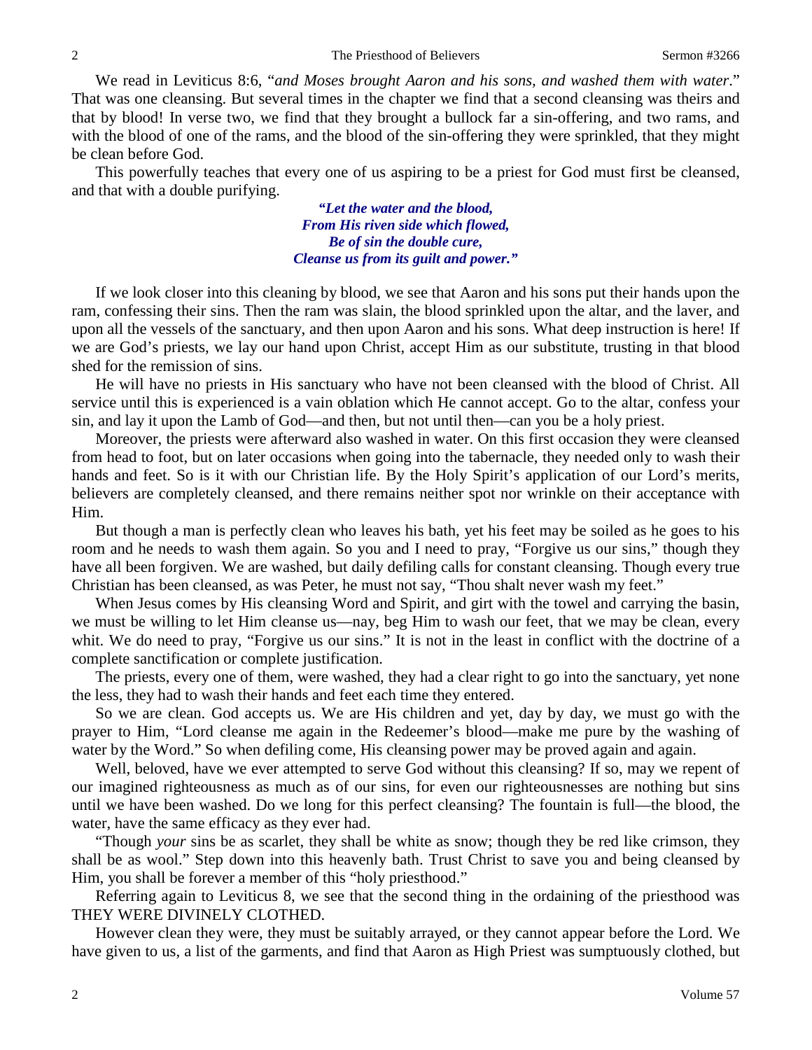We read in Leviticus 8:6, "*and Moses brought Aaron and his sons, and washed them with water*." That was one cleansing. But several times in the chapter we find that a second cleansing was theirs and that by blood! In verse two, we find that they brought a bullock far a sin-offering, and two rams, and with the blood of one of the rams, and the blood of the sin-offering they were sprinkled, that they might be clean before God.

This powerfully teaches that every one of us aspiring to be a priest for God must first be cleansed, and that with a double purifying.

> ***"Let the water and the blood,***
> ***From His riven side which flowed,***
> ***Be of sin the double cure,***
> ***Cleanse us from its guilt and power."***

If we look closer into this cleaning by blood, we see that Aaron and his sons put their hands upon the ram, confessing their sins. Then the ram was slain, the blood sprinkled upon the altar, and the laver, and upon all the vessels of the sanctuary, and then upon Aaron and his sons. What deep instruction is here! If we are God's priests, we lay our hand upon Christ, accept Him as our substitute, trusting in that blood shed for the remission of sins.

He will have no priests in His sanctuary who have not been cleansed with the blood of Christ. All service until this is experienced is a vain oblation which He cannot accept. Go to the altar, confess your sin, and lay it upon the Lamb of God—and then, but not until then—can you be a holy priest.

Moreover, the priests were afterward also washed in water. On this first occasion they were cleansed from head to foot, but on later occasions when going into the tabernacle, they needed only to wash their hands and feet. So is it with our Christian life. By the Holy Spirit's application of our Lord's merits, believers are completely cleansed, and there remains neither spot nor wrinkle on their acceptance with Him.

But though a man is perfectly clean who leaves his bath, yet his feet may be soiled as he goes to his room and he needs to wash them again. So you and I need to pray, "Forgive us our sins," though they have all been forgiven. We are washed, but daily defiling calls for constant cleansing. Though every true Christian has been cleansed, as was Peter, he must not say, "Thou shalt never wash my feet."

When Jesus comes by His cleansing Word and Spirit, and girt with the towel and carrying the basin, we must be willing to let Him cleanse us—nay, beg Him to wash our feet, that we may be clean, every whit. We do need to pray, "Forgive us our sins." It is not in the least in conflict with the doctrine of a complete sanctification or complete justification.

The priests, every one of them, were washed, they had a clear right to go into the sanctuary, yet none the less, they had to wash their hands and feet each time they entered.

So we are clean. God accepts us. We are His children and yet, day by day, we must go with the prayer to Him, "Lord cleanse me again in the Redeemer's blood—make me pure by the washing of water by the Word." So when defiling come, His cleansing power may be proved again and again.

Well, beloved, have we ever attempted to serve God without this cleansing? If so, may we repent of our imagined righteousness as much as of our sins, for even our righteousnesses are nothing but sins until we have been washed. Do we long for this perfect cleansing? The fountain is full—the blood, the water, have the same efficacy as they ever had.

"Though *your* sins be as scarlet, they shall be white as snow; though they be red like crimson, they shall be as wool." Step down into this heavenly bath. Trust Christ to save you and being cleansed by Him, you shall be forever a member of this "holy priesthood."

Referring again to Leviticus 8, we see that the second thing in the ordaining of the priesthood was THEY WERE DIVINELY CLOTHED.

However clean they were, they must be suitably arrayed, or they cannot appear before the Lord. We have given to us, a list of the garments, and find that Aaron as High Priest was sumptuously clothed, but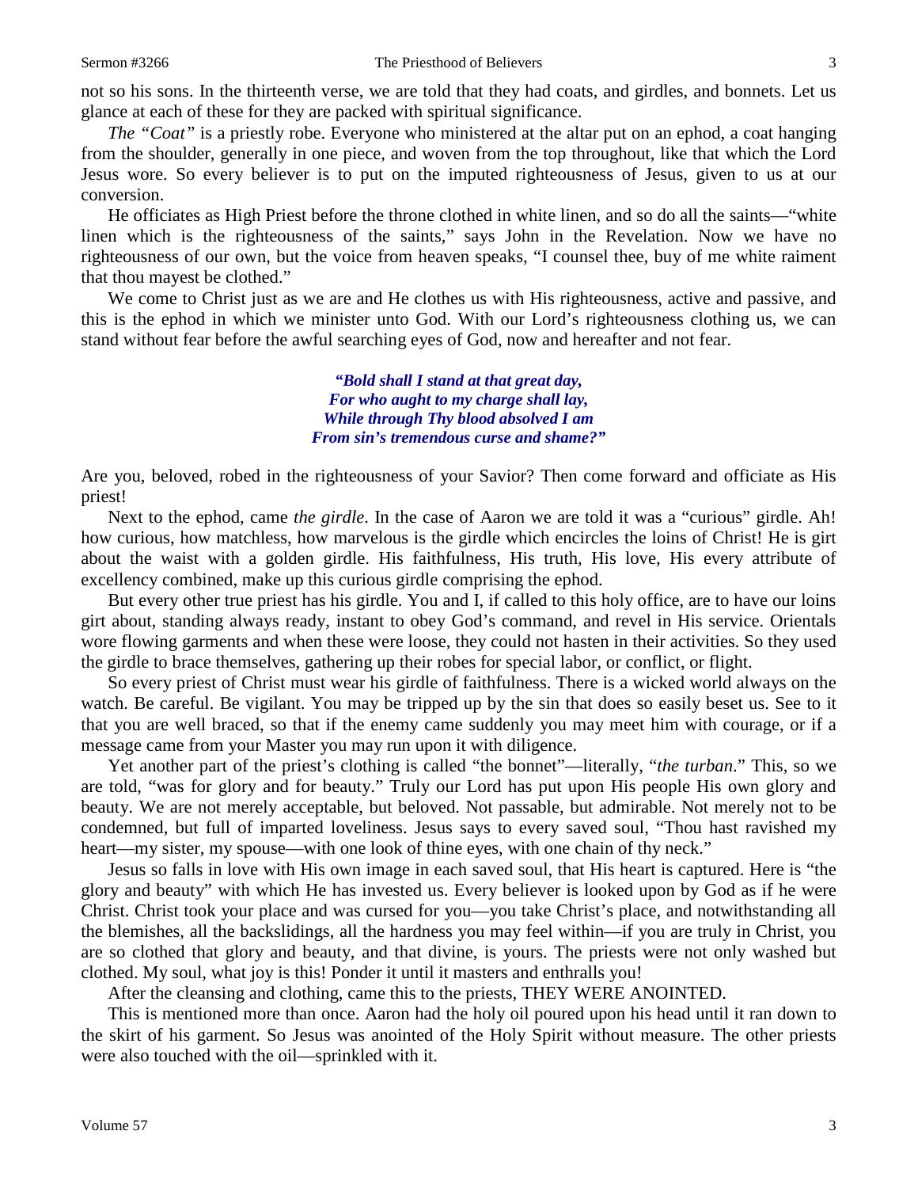not so his sons. In the thirteenth verse, we are told that they had coats, and girdles, and bonnets. Let us glance at each of these for they are packed with spiritual significance.

*The "Coat"* is a priestly robe. Everyone who ministered at the altar put on an ephod, a coat hanging from the shoulder, generally in one piece, and woven from the top throughout, like that which the Lord Jesus wore. So every believer is to put on the imputed righteousness of Jesus, given to us at our conversion.

He officiates as High Priest before the throne clothed in white linen, and so do all the saints—"white linen which is the righteousness of the saints," says John in the Revelation. Now we have no righteousness of our own, but the voice from heaven speaks, "I counsel thee, buy of me white raiment that thou mayest be clothed."

We come to Christ just as we are and He clothes us with His righteousness, active and passive, and this is the ephod in which we minister unto God. With our Lord's righteousness clothing us, we can stand without fear before the awful searching eyes of God, now and hereafter and not fear.

> ***"Bold shall I stand at that great day,***
> ***For who aught to my charge shall lay,***
> ***While through Thy blood absolved I am***
> ***From sin's tremendous curse and shame?"***

Are you, beloved, robed in the righteousness of your Savior? Then come forward and officiate as His priest!

Next to the ephod, came *the girdle*. In the case of Aaron we are told it was a "curious" girdle. Ah! how curious, how matchless, how marvelous is the girdle which encircles the loins of Christ! He is girt about the waist with a golden girdle. His faithfulness, His truth, His love, His every attribute of excellency combined, make up this curious girdle comprising the ephod.

But every other true priest has his girdle. You and I, if called to this holy office, are to have our loins girt about, standing always ready, instant to obey God's command, and revel in His service. Orientals wore flowing garments and when these were loose, they could not hasten in their activities. So they used the girdle to brace themselves, gathering up their robes for special labor, or conflict, or flight.

So every priest of Christ must wear his girdle of faithfulness. There is a wicked world always on the watch. Be careful. Be vigilant. You may be tripped up by the sin that does so easily beset us. See to it that you are well braced, so that if the enemy came suddenly you may meet him with courage, or if a message came from your Master you may run upon it with diligence.

Yet another part of the priest's clothing is called "the bonnet"—literally, "*the turban*." This, so we are told, "was for glory and for beauty." Truly our Lord has put upon His people His own glory and beauty. We are not merely acceptable, but beloved. Not passable, but admirable. Not merely not to be condemned, but full of imparted loveliness. Jesus says to every saved soul, "Thou hast ravished my heart—my sister, my spouse—with one look of thine eyes, with one chain of thy neck."

Jesus so falls in love with His own image in each saved soul, that His heart is captured. Here is "the glory and beauty" with which He has invested us. Every believer is looked upon by God as if he were Christ. Christ took your place and was cursed for you—you take Christ's place, and notwithstanding all the blemishes, all the backslidings, all the hardness you may feel within—if you are truly in Christ, you are so clothed that glory and beauty, and that divine, is yours. The priests were not only washed but clothed. My soul, what joy is this! Ponder it until it masters and enthralls you!

After the cleansing and clothing, came this to the priests, THEY WERE ANOINTED.

This is mentioned more than once. Aaron had the holy oil poured upon his head until it ran down to the skirt of his garment. So Jesus was anointed of the Holy Spirit without measure. The other priests were also touched with the oil—sprinkled with it.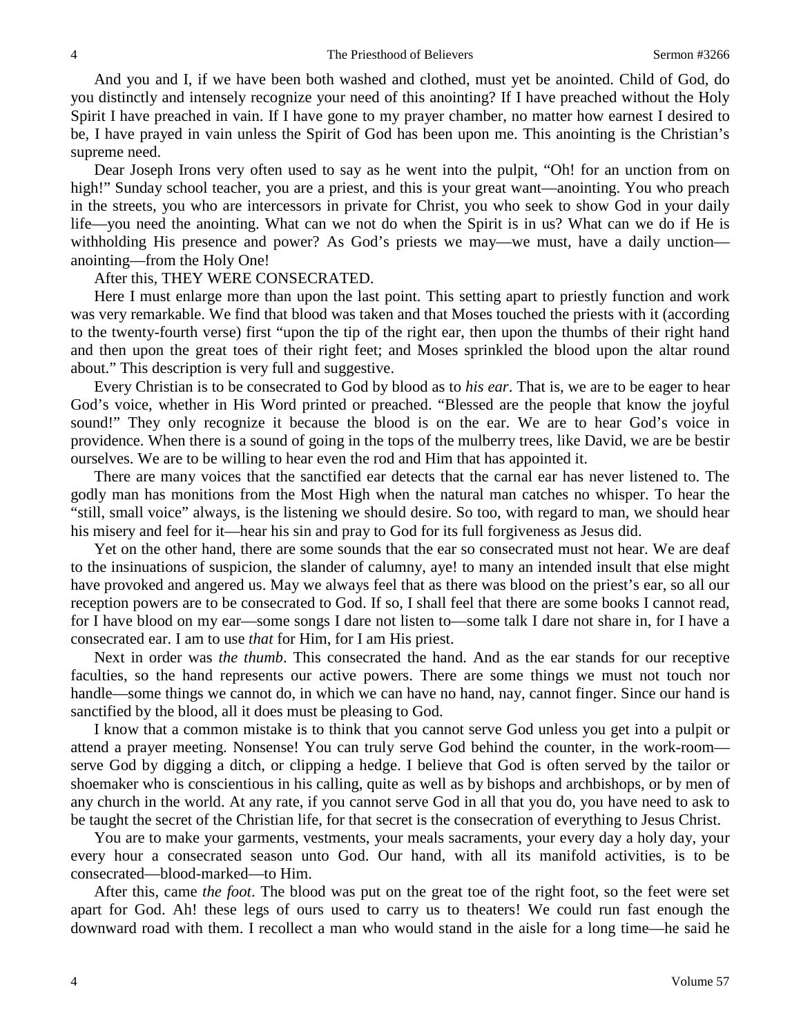And you and I, if we have been both washed and clothed, must yet be anointed. Child of God, do you distinctly and intensely recognize your need of this anointing? If I have preached without the Holy Spirit I have preached in vain. If I have gone to my prayer chamber, no matter how earnest I desired to be, I have prayed in vain unless the Spirit of God has been upon me. This anointing is the Christian's supreme need.

Dear Joseph Irons very often used to say as he went into the pulpit, "Oh! for an unction from on high!" Sunday school teacher, you are a priest, and this is your great want—anointing. You who preach in the streets, you who are intercessors in private for Christ, you who seek to show God in your daily life—you need the anointing. What can we not do when the Spirit is in us? What can we do if He is withholding His presence and power? As God's priests we may—we must, have a daily unction—anointing—from the Holy One!

After this, THEY WERE CONSECRATED.

Here I must enlarge more than upon the last point. This setting apart to priestly function and work was very remarkable. We find that blood was taken and that Moses touched the priests with it (according to the twenty-fourth verse) first "upon the tip of the right ear, then upon the thumbs of their right hand and then upon the great toes of their right feet; and Moses sprinkled the blood upon the altar round about." This description is very full and suggestive.

Every Christian is to be consecrated to God by blood as to *his ear*. That is, we are to be eager to hear God's voice, whether in His Word printed or preached. "Blessed are the people that know the joyful sound!" They only recognize it because the blood is on the ear. We are to hear God's voice in providence. When there is a sound of going in the tops of the mulberry trees, like David, we are be bestir ourselves. We are to be willing to hear even the rod and Him that has appointed it.

There are many voices that the sanctified ear detects that the carnal ear has never listened to. The godly man has monitions from the Most High when the natural man catches no whisper. To hear the "still, small voice" always, is the listening we should desire. So too, with regard to man, we should hear his misery and feel for it—hear his sin and pray to God for its full forgiveness as Jesus did.

Yet on the other hand, there are some sounds that the ear so consecrated must not hear. We are deaf to the insinuations of suspicion, the slander of calumny, aye! to many an intended insult that else might have provoked and angered us. May we always feel that as there was blood on the priest's ear, so all our reception powers are to be consecrated to God. If so, I shall feel that there are some books I cannot read, for I have blood on my ear—some songs I dare not listen to—some talk I dare not share in, for I have a consecrated ear. I am to use *that* for Him, for I am His priest.

Next in order was *the thumb*. This consecrated the hand. And as the ear stands for our receptive faculties, so the hand represents our active powers. There are some things we must not touch nor handle—some things we cannot do, in which we can have no hand, nay, cannot finger. Since our hand is sanctified by the blood, all it does must be pleasing to God.

I know that a common mistake is to think that you cannot serve God unless you get into a pulpit or attend a prayer meeting. Nonsense! You can truly serve God behind the counter, in the work-room—serve God by digging a ditch, or clipping a hedge. I believe that God is often served by the tailor or shoemaker who is conscientious in his calling, quite as well as by bishops and archbishops, or by men of any church in the world. At any rate, if you cannot serve God in all that you do, you have need to ask to be taught the secret of the Christian life, for that secret is the consecration of everything to Jesus Christ.

You are to make your garments, vestments, your meals sacraments, your every day a holy day, your every hour a consecrated season unto God. Our hand, with all its manifold activities, is to be consecrated—blood-marked—to Him.

After this, came *the foot*. The blood was put on the great toe of the right foot, so the feet were set apart for God. Ah! these legs of ours used to carry us to theaters! We could run fast enough the downward road with them. I recollect a man who would stand in the aisle for a long time—he said he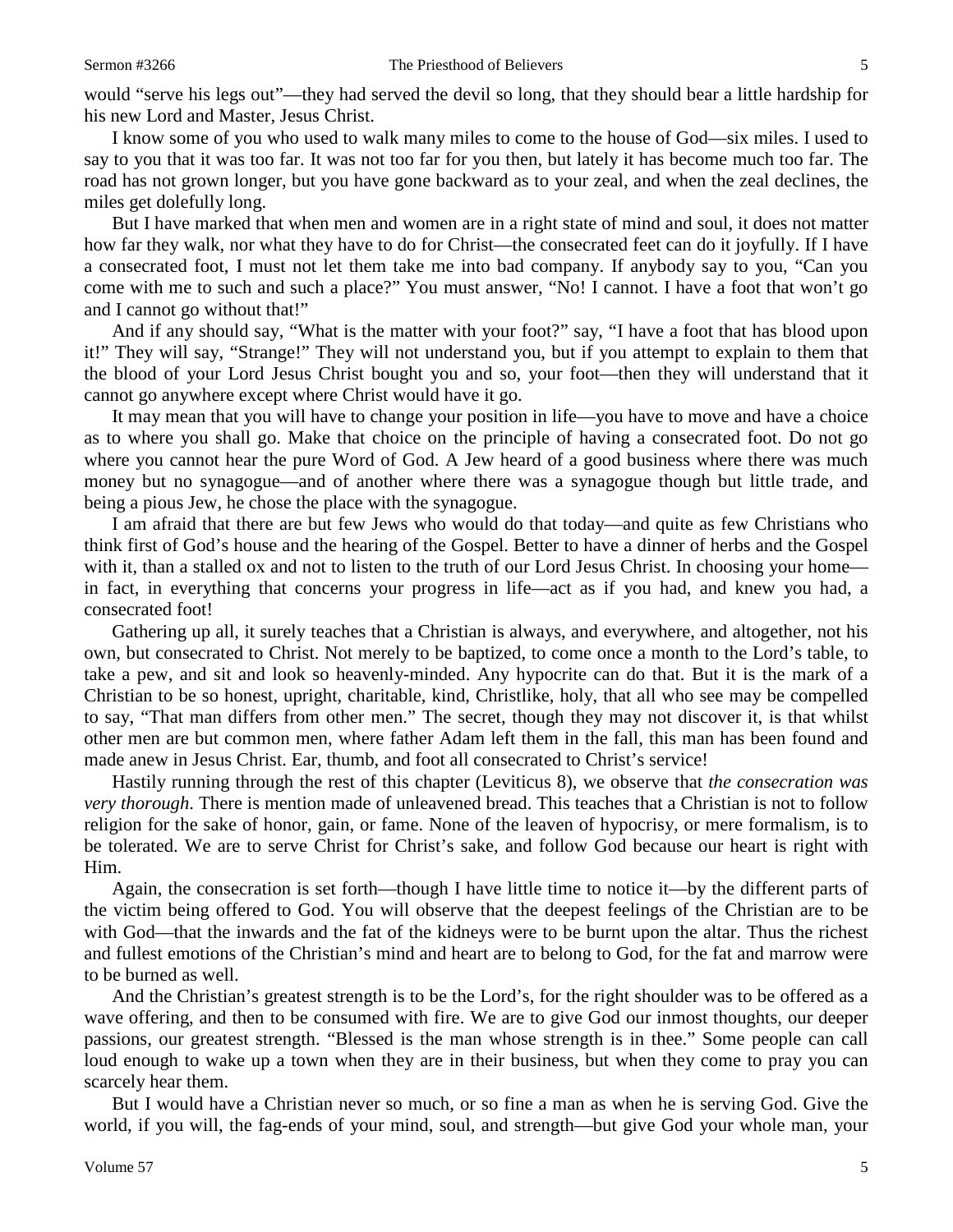would "serve his legs out"—they had served the devil so long, that they should bear a little hardship for his new Lord and Master, Jesus Christ.

I know some of you who used to walk many miles to come to the house of God—six miles. I used to say to you that it was too far. It was not too far for you then, but lately it has become much too far. The road has not grown longer, but you have gone backward as to your zeal, and when the zeal declines, the miles get dolefully long.

But I have marked that when men and women are in a right state of mind and soul, it does not matter how far they walk, nor what they have to do for Christ—the consecrated feet can do it joyfully. If I have a consecrated foot, I must not let them take me into bad company. If anybody say to you, "Can you come with me to such and such a place?" You must answer, "No! I cannot. I have a foot that won't go and I cannot go without that!"

And if any should say, "What is the matter with your foot?" say, "I have a foot that has blood upon it!" They will say, "Strange!" They will not understand you, but if you attempt to explain to them that the blood of your Lord Jesus Christ bought you and so, your foot—then they will understand that it cannot go anywhere except where Christ would have it go.

It may mean that you will have to change your position in life—you have to move and have a choice as to where you shall go. Make that choice on the principle of having a consecrated foot. Do not go where you cannot hear the pure Word of God. A Jew heard of a good business where there was much money but no synagogue—and of another where there was a synagogue though but little trade, and being a pious Jew, he chose the place with the synagogue.

I am afraid that there are but few Jews who would do that today—and quite as few Christians who think first of God's house and the hearing of the Gospel. Better to have a dinner of herbs and the Gospel with it, than a stalled ox and not to listen to the truth of our Lord Jesus Christ. In choosing your home—in fact, in everything that concerns your progress in life—act as if you had, and knew you had, a consecrated foot!

Gathering up all, it surely teaches that a Christian is always, and everywhere, and altogether, not his own, but consecrated to Christ. Not merely to be baptized, to come once a month to the Lord's table, to take a pew, and sit and look so heavenly-minded. Any hypocrite can do that. But it is the mark of a Christian to be so honest, upright, charitable, kind, Christlike, holy, that all who see may be compelled to say, "That man differs from other men." The secret, though they may not discover it, is that whilst other men are but common men, where father Adam left them in the fall, this man has been found and made anew in Jesus Christ. Ear, thumb, and foot all consecrated to Christ's service!

Hastily running through the rest of this chapter (Leviticus 8), we observe that *the consecration was very thorough*. There is mention made of unleavened bread. This teaches that a Christian is not to follow religion for the sake of honor, gain, or fame. None of the leaven of hypocrisy, or mere formalism, is to be tolerated. We are to serve Christ for Christ's sake, and follow God because our heart is right with Him.

Again, the consecration is set forth—though I have little time to notice it—by the different parts of the victim being offered to God. You will observe that the deepest feelings of the Christian are to be with God—that the inwards and the fat of the kidneys were to be burnt upon the altar. Thus the richest and fullest emotions of the Christian's mind and heart are to belong to God, for the fat and marrow were to be burned as well.

And the Christian's greatest strength is to be the Lord's, for the right shoulder was to be offered as a wave offering, and then to be consumed with fire. We are to give God our inmost thoughts, our deeper passions, our greatest strength. "Blessed is the man whose strength is in thee." Some people can call loud enough to wake up a town when they are in their business, but when they come to pray you can scarcely hear them.

But I would have a Christian never so much, or so fine a man as when he is serving God. Give the world, if you will, the fag-ends of your mind, soul, and strength—but give God your whole man, your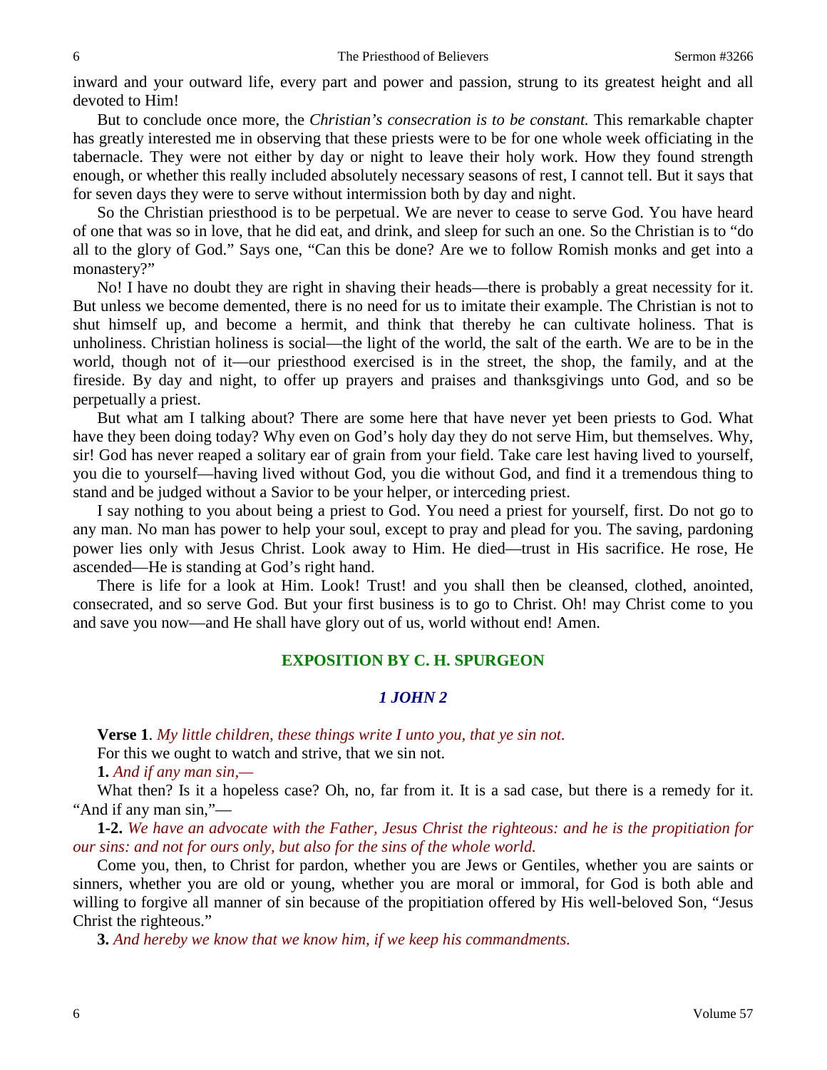inward and your outward life, every part and power and passion, strung to its greatest height and all devoted to Him!

But to conclude once more, the *Christian's consecration is to be constant.* This remarkable chapter has greatly interested me in observing that these priests were to be for one whole week officiating in the tabernacle. They were not either by day or night to leave their holy work. How they found strength enough, or whether this really included absolutely necessary seasons of rest, I cannot tell. But it says that for seven days they were to serve without intermission both by day and night.

So the Christian priesthood is to be perpetual. We are never to cease to serve God. You have heard of one that was so in love, that he did eat, and drink, and sleep for such an one. So the Christian is to "do all to the glory of God." Says one, "Can this be done? Are we to follow Romish monks and get into a monastery?"

No! I have no doubt they are right in shaving their heads—there is probably a great necessity for it. But unless we become demented, there is no need for us to imitate their example. The Christian is not to shut himself up, and become a hermit, and think that thereby he can cultivate holiness. That is unholiness. Christian holiness is social—the light of the world, the salt of the earth. We are to be in the world, though not of it—our priesthood exercised is in the street, the shop, the family, and at the fireside. By day and night, to offer up prayers and praises and thanksgivings unto God, and so be perpetually a priest.

But what am I talking about? There are some here that have never yet been priests to God. What have they been doing today? Why even on God's holy day they do not serve Him, but themselves. Why, sir! God has never reaped a solitary ear of grain from your field. Take care lest having lived to yourself, you die to yourself—having lived without God, you die without God, and find it a tremendous thing to stand and be judged without a Savior to be your helper, or interceding priest.

I say nothing to you about being a priest to God. You need a priest for yourself, first. Do not go to any man. No man has power to help your soul, except to pray and plead for you. The saving, pardoning power lies only with Jesus Christ. Look away to Him. He died—trust in His sacrifice. He rose, He ascended—He is standing at God's right hand.

There is life for a look at Him. Look! Trust! and you shall then be cleansed, clothed, anointed, consecrated, and so serve God. But your first business is to go to Christ. Oh! may Christ come to you and save you now—and He shall have glory out of us, world without end! Amen.

## EXPOSITION BY C. H. SPURGEON

### *1 JOHN 2*

**Verse 1**. *My little children, these things write I unto you, that ye sin not.*

For this we ought to watch and strive, that we sin not.

**1.** *And if any man sin,—*

What then? Is it a hopeless case? Oh, no, far from it. It is a sad case, but there is a remedy for it. "And if any man sin,"—

**1-2.** *We have an advocate with the Father, Jesus Christ the righteous: and he is the propitiation for our sins: and not for ours only, but also for the sins of the whole world.*

Come you, then, to Christ for pardon, whether you are Jews or Gentiles, whether you are saints or sinners, whether you are old or young, whether you are moral or immoral, for God is both able and willing to forgive all manner of sin because of the propitiation offered by His well-beloved Son, "Jesus Christ the righteous."

**3.** *And hereby we know that we know him, if we keep his commandments.*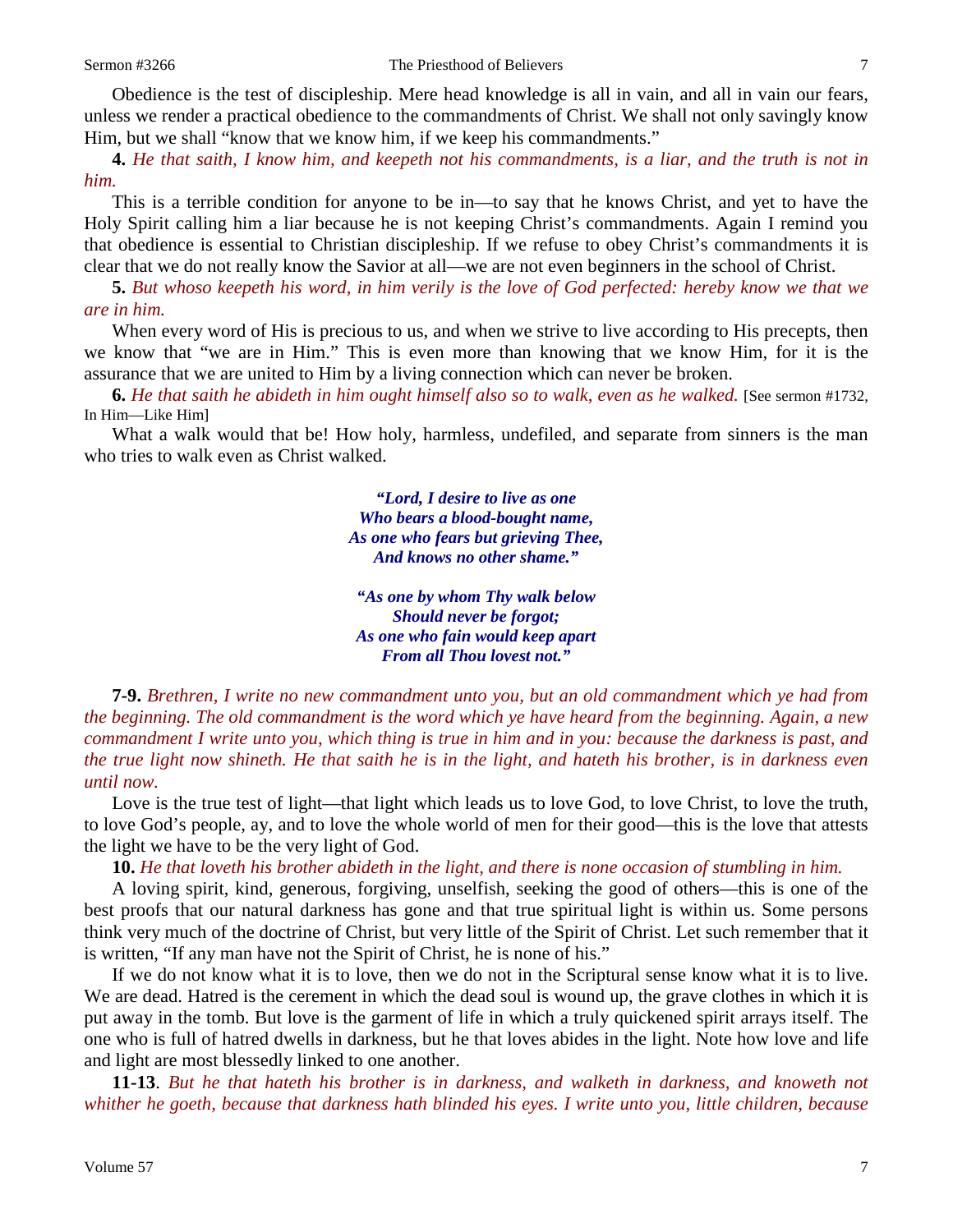Obedience is the test of discipleship. Mere head knowledge is all in vain, and all in vain our fears, unless we render a practical obedience to the commandments of Christ. We shall not only savingly know Him, but we shall "know that we know him, if we keep his commandments."

**4.** *He that saith, I know him, and keepeth not his commandments, is a liar, and the truth is not in him.*

This is a terrible condition for anyone to be in—to say that he knows Christ, and yet to have the Holy Spirit calling him a liar because he is not keeping Christ's commandments. Again I remind you that obedience is essential to Christian discipleship. If we refuse to obey Christ's commandments it is clear that we do not really know the Savior at all—we are not even beginners in the school of Christ.

**5.** *But whoso keepeth his word, in him verily is the love of God perfected: hereby know we that we are in him.*

When every word of His is precious to us, and when we strive to live according to His precepts, then we know that "we are in Him." This is even more than knowing that we know Him, for it is the assurance that we are united to Him by a living connection which can never be broken.

**6.** *He that saith he abideth in him ought himself also so to walk, even as he walked.* [See sermon #1732, In Him—Like Him]

What a walk would that be! How holy, harmless, undefiled, and separate from sinners is the man who tries to walk even as Christ walked.

> ***"Lord, I desire to live as one***
> ***Who bears a blood-bought name,***
> ***As one who fears but grieving Thee,***
> ***And knows no other shame."***
>
> ***"As one by whom Thy walk below***
> ***Should never be forgot;***
> ***As one who fain would keep apart***
> ***From all Thou lovest not."***

**7-9.** *Brethren, I write no new commandment unto you, but an old commandment which ye had from the beginning. The old commandment is the word which ye have heard from the beginning. Again, a new commandment I write unto you, which thing is true in him and in you: because the darkness is past, and the true light now shineth. He that saith he is in the light, and hateth his brother, is in darkness even until now.*

Love is the true test of light—that light which leads us to love God, to love Christ, to love the truth, to love God's people, ay, and to love the whole world of men for their good—this is the love that attests the light we have to be the very light of God.

**10.** *He that loveth his brother abideth in the light, and there is none occasion of stumbling in him.*

A loving spirit, kind, generous, forgiving, unselfish, seeking the good of others—this is one of the best proofs that our natural darkness has gone and that true spiritual light is within us. Some persons think very much of the doctrine of Christ, but very little of the Spirit of Christ. Let such remember that it is written, "If any man have not the Spirit of Christ, he is none of his."

If we do not know what it is to love, then we do not in the Scriptural sense know what it is to live. We are dead. Hatred is the cerement in which the dead soul is wound up, the grave clothes in which it is put away in the tomb. But love is the garment of life in which a truly quickened spirit arrays itself. The one who is full of hatred dwells in darkness, but he that loves abides in the light. Note how love and life and light are most blessedly linked to one another.

**11-13**. *But he that hateth his brother is in darkness, and walketh in darkness, and knoweth not whither he goeth, because that darkness hath blinded his eyes. I write unto you, little children, because*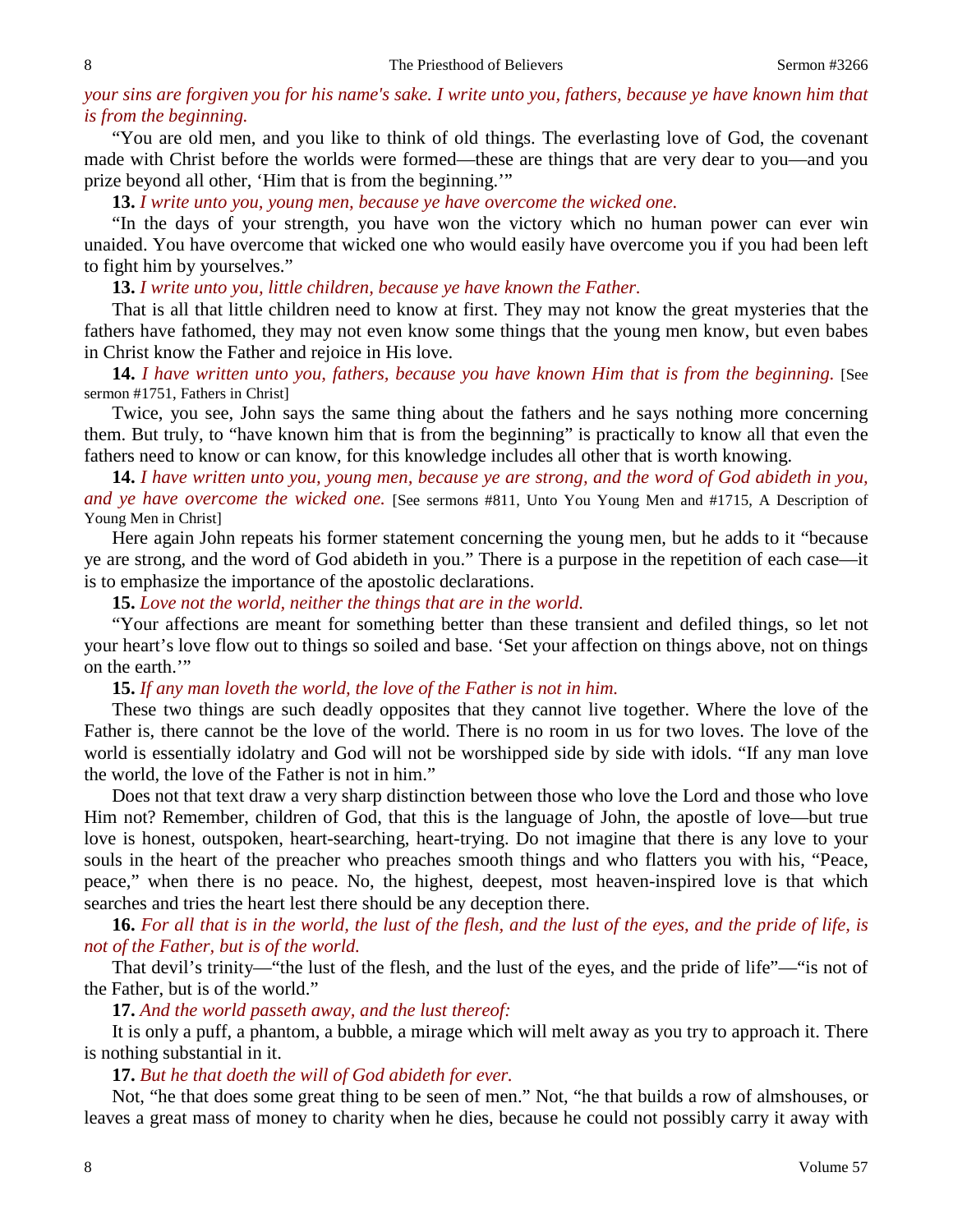*your sins are forgiven you for his name's sake. I write unto you, fathers, because ye have known him that is from the beginning.*

"You are old men, and you like to think of old things. The everlasting love of God, the covenant made with Christ before the worlds were formed—these are things that are very dear to you—and you prize beyond all other, 'Him that is from the beginning.'"

**13.** *I write unto you, young men, because ye have overcome the wicked one.*

"In the days of your strength, you have won the victory which no human power can ever win unaided. You have overcome that wicked one who would easily have overcome you if you had been left to fight him by yourselves."

**13.** *I write unto you, little children, because ye have known the Father.*

That is all that little children need to know at first. They may not know the great mysteries that the fathers have fathomed, they may not even know some things that the young men know, but even babes in Christ know the Father and rejoice in His love.

**14.** *I have written unto you, fathers, because you have known Him that is from the beginning.* [See sermon #1751, Fathers in Christ]

Twice, you see, John says the same thing about the fathers and he says nothing more concerning them. But truly, to "have known him that is from the beginning" is practically to know all that even the fathers need to know or can know, for this knowledge includes all other that is worth knowing.

**14.** *I have written unto you, young men, because ye are strong, and the word of God abideth in you, and ye have overcome the wicked one.* [See sermons #811, Unto You Young Men and #1715, A Description of Young Men in Christ]

Here again John repeats his former statement concerning the young men, but he adds to it "because ye are strong, and the word of God abideth in you." There is a purpose in the repetition of each case—it is to emphasize the importance of the apostolic declarations.

**15.** *Love not the world, neither the things that are in the world.*

"Your affections are meant for something better than these transient and defiled things, so let not your heart's love flow out to things so soiled and base. 'Set your affection on things above, not on things on the earth.'"

**15.** *If any man loveth the world, the love of the Father is not in him.*

These two things are such deadly opposites that they cannot live together. Where the love of the Father is, there cannot be the love of the world. There is no room in us for two loves. The love of the world is essentially idolatry and God will not be worshipped side by side with idols. "If any man love the world, the love of the Father is not in him."

Does not that text draw a very sharp distinction between those who love the Lord and those who love Him not? Remember, children of God, that this is the language of John, the apostle of love—but true love is honest, outspoken, heart-searching, heart-trying. Do not imagine that there is any love to your souls in the heart of the preacher who preaches smooth things and who flatters you with his, "Peace, peace," when there is no peace. No, the highest, deepest, most heaven-inspired love is that which searches and tries the heart lest there should be any deception there.

**16.** *For all that is in the world, the lust of the flesh, and the lust of the eyes, and the pride of life, is not of the Father, but is of the world.*

That devil's trinity—"the lust of the flesh, and the lust of the eyes, and the pride of life"—"is not of the Father, but is of the world."

**17.** *And the world passeth away, and the lust thereof:*

It is only a puff, a phantom, a bubble, a mirage which will melt away as you try to approach it. There is nothing substantial in it.

**17.** *But he that doeth the will of God abideth for ever.*

Not, "he that does some great thing to be seen of men." Not, "he that builds a row of almshouses, or leaves a great mass of money to charity when he dies, because he could not possibly carry it away with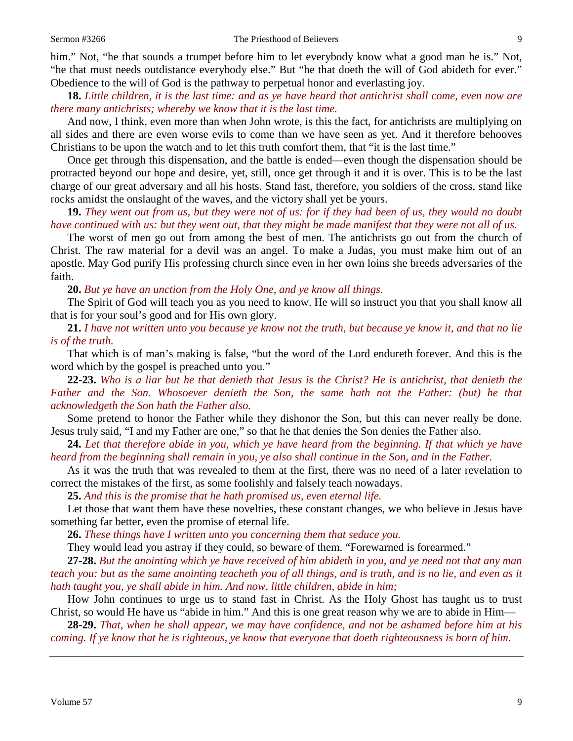him." Not, "he that sounds a trumpet before him to let everybody know what a good man he is." Not, "he that must needs outdistance everybody else." But "he that doeth the will of God abideth for ever." Obedience to the will of God is the pathway to perpetual honor and everlasting joy.

**18.** *Little children, it is the last time: and as ye have heard that antichrist shall come, even now are there many antichrists; whereby we know that it is the last time.*

And now, I think, even more than when John wrote, is this the fact, for antichrists are multiplying on all sides and there are even worse evils to come than we have seen as yet. And it therefore behooves Christians to be upon the watch and to let this truth comfort them, that "it is the last time."

Once get through this dispensation, and the battle is ended—even though the dispensation should be protracted beyond our hope and desire, yet, still, once get through it and it is over. This is to be the last charge of our great adversary and all his hosts. Stand fast, therefore, you soldiers of the cross, stand like rocks amidst the onslaught of the waves, and the victory shall yet be yours.

**19.** *They went out from us, but they were not of us: for if they had been of us, they would no doubt have continued with us: but they went out, that they might be made manifest that they were not all of us.*

The worst of men go out from among the best of men. The antichrists go out from the church of Christ. The raw material for a devil was an angel. To make a Judas, you must make him out of an apostle. May God purify His professing church since even in her own loins she breeds adversaries of the faith.

**20.** *But ye have an unction from the Holy One, and ye know all things.*

The Spirit of God will teach you as you need to know. He will so instruct you that you shall know all that is for your soul's good and for His own glory.

**21.** *I have not written unto you because ye know not the truth, but because ye know it, and that no lie is of the truth.*

That which is of man's making is false, "but the word of the Lord endureth forever. And this is the word which by the gospel is preached unto you."

**22-23.** *Who is a liar but he that denieth that Jesus is the Christ? He is antichrist, that denieth the Father and the Son. Whosoever denieth the Son, the same hath not the Father: (but) he that acknowledgeth the Son hath the Father also.*

Some pretend to honor the Father while they dishonor the Son, but this can never really be done. Jesus truly said, "I and my Father are one," so that he that denies the Son denies the Father also.

**24.** *Let that therefore abide in you, which ye have heard from the beginning. If that which ye have heard from the beginning shall remain in you, ye also shall continue in the Son, and in the Father.*

As it was the truth that was revealed to them at the first, there was no need of a later revelation to correct the mistakes of the first, as some foolishly and falsely teach nowadays.

**25.** *And this is the promise that he hath promised us, even eternal life.*

Let those that want them have these novelties, these constant changes, we who believe in Jesus have something far better, even the promise of eternal life.

**26.** *These things have I written unto you concerning them that seduce you.*

They would lead you astray if they could, so beware of them. "Forewarned is forearmed."

**27-28.** *But the anointing which ye have received of him abideth in you, and ye need not that any man teach you: but as the same anointing teacheth you of all things, and is truth, and is no lie, and even as it hath taught you, ye shall abide in him. And now, little children, abide in him;*

How John continues to urge us to stand fast in Christ. As the Holy Ghost has taught us to trust Christ, so would He have us "abide in him." And this is one great reason why we are to abide in Him—

**28-29.** *That, when he shall appear, we may have confidence, and not be ashamed before him at his coming. If ye know that he is righteous, ye know that everyone that doeth righteousness is born of him.*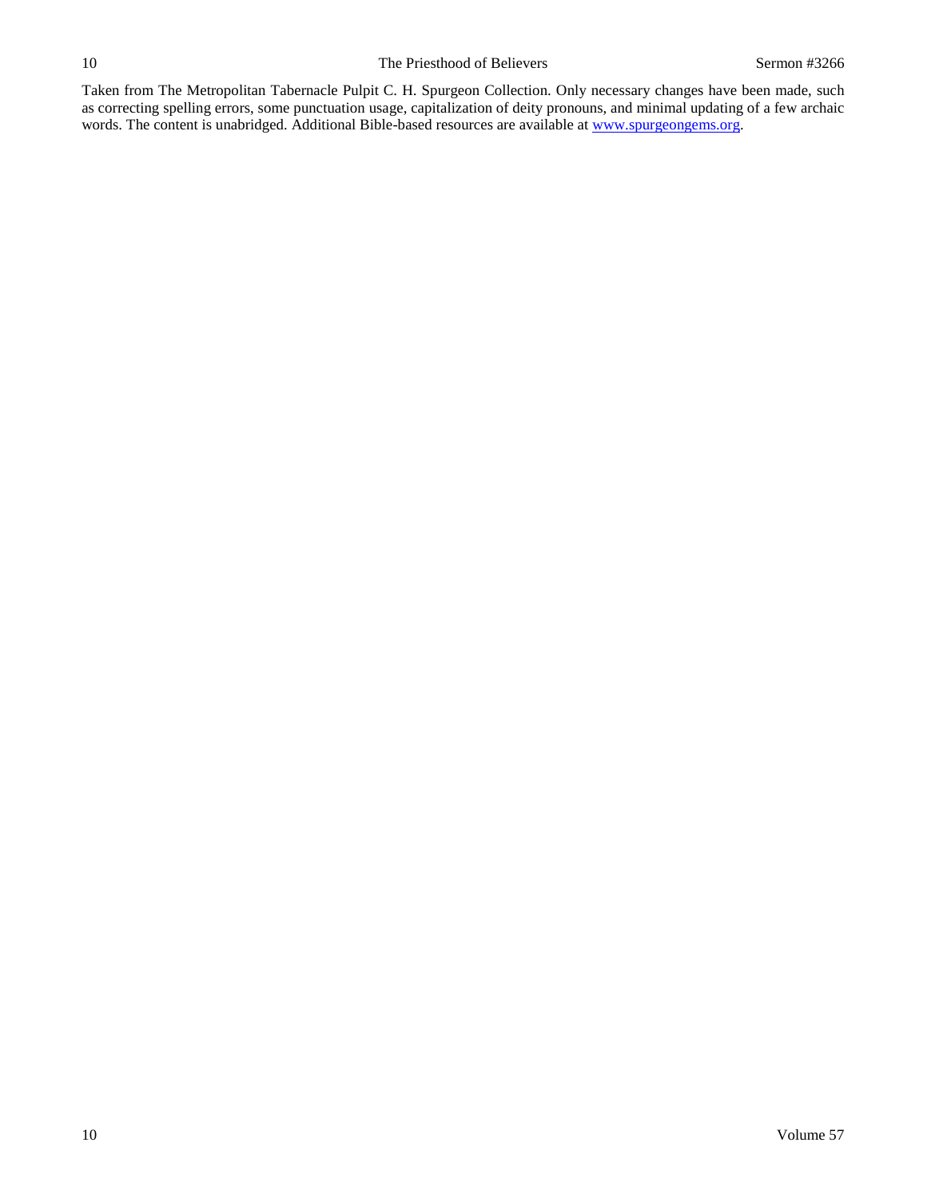Taken from The Metropolitan Tabernacle Pulpit C. H. Spurgeon Collection. Only necessary changes have been made, such as correcting spelling errors, some punctuation usage, capitalization of deity pronouns, and minimal updating of a few archaic words. The content is unabridged. Additional Bible-based resources are available at www.spurgeongems.org.